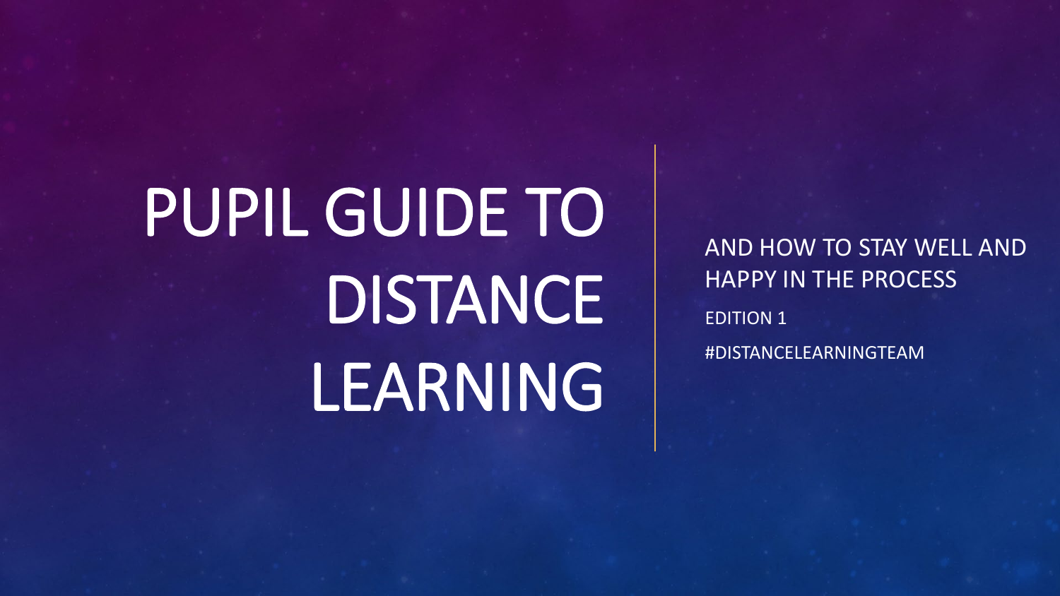# PUPIL GUIDE TO DISTANCE LEARNING

AND HOW TO STAY WELL AND HAPPY IN THE PROCESS

EDITION 1

#DISTANCELEARNINGTEAM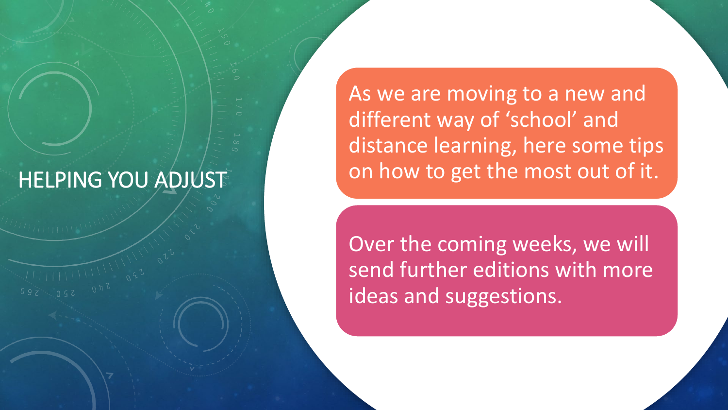# HELPING YOU ADJUST

As we are moving to a new and different way of 'school' and distance learning, here some tips on how to get the most out of it.

Over the coming weeks, we will send further editions with more ideas and suggestions.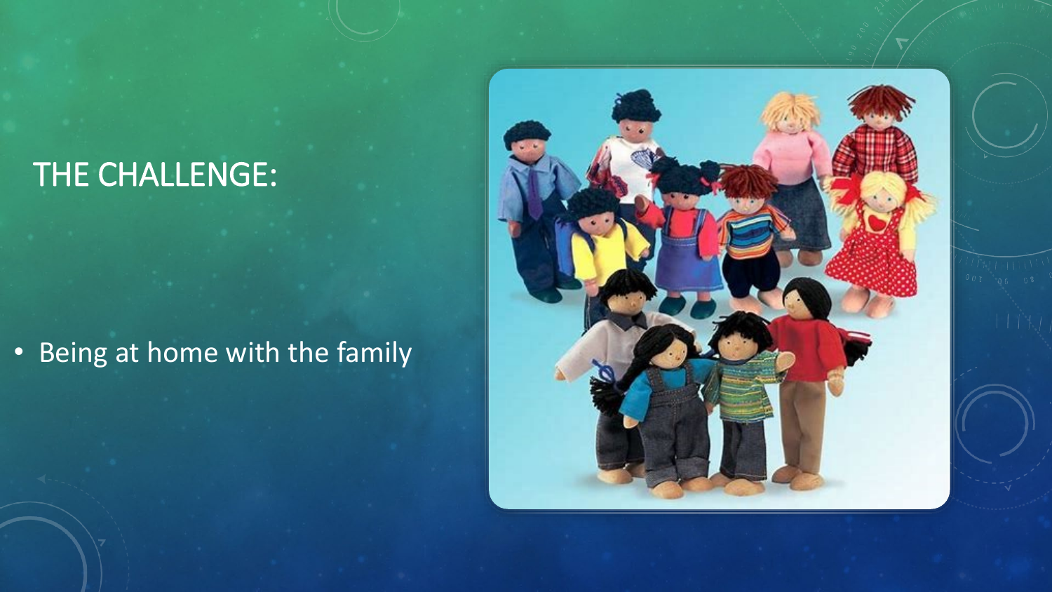# THE CHALLENGE:

- Being at home with the family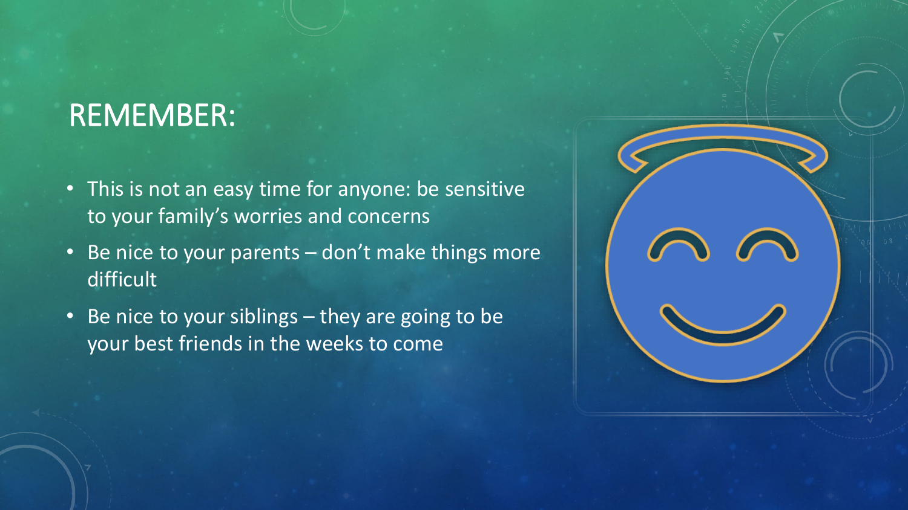# REMEMBER:

- This is not an easy time for anyone: be sensitive to your family's worries and concerns
- Be nice to your parents – don't make things more difficult
- Be nice to your siblings – they are going to be your best friends in the weeks to come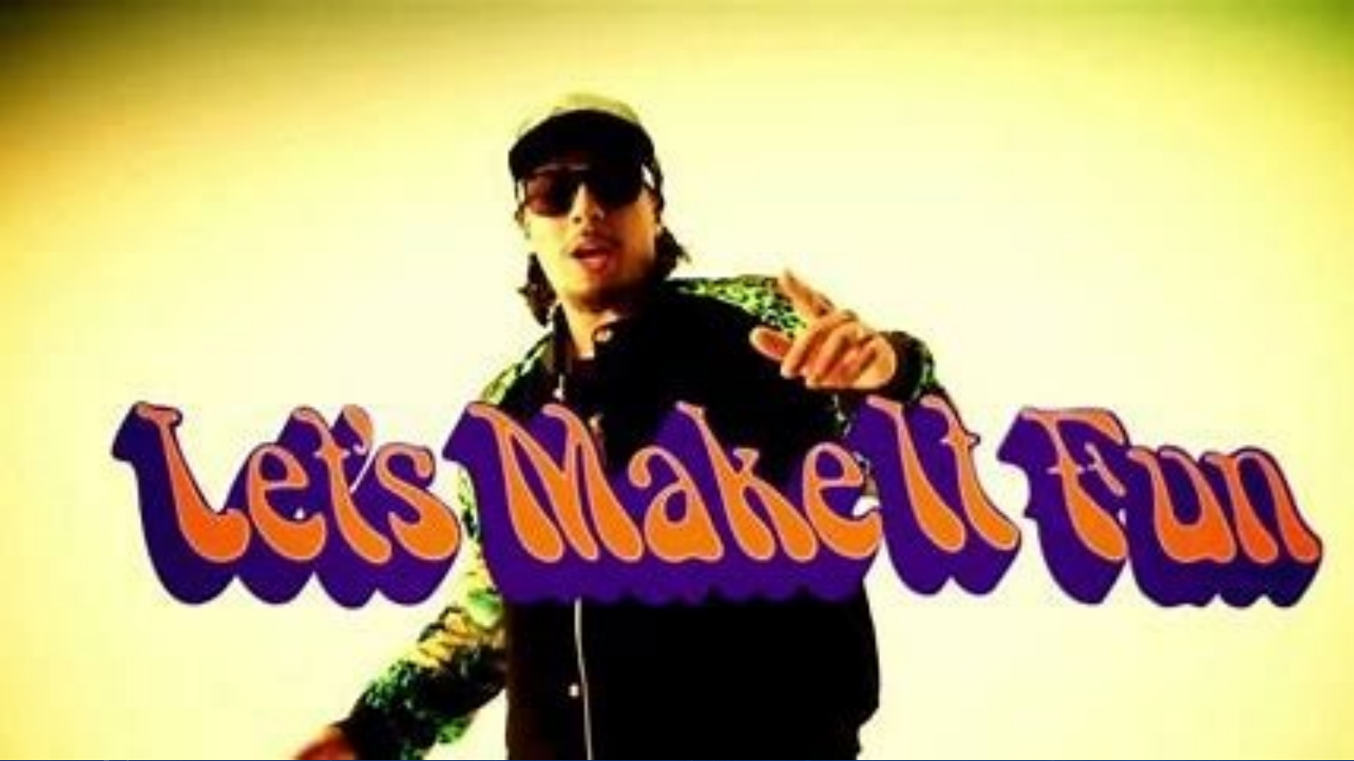Let's Make It Fun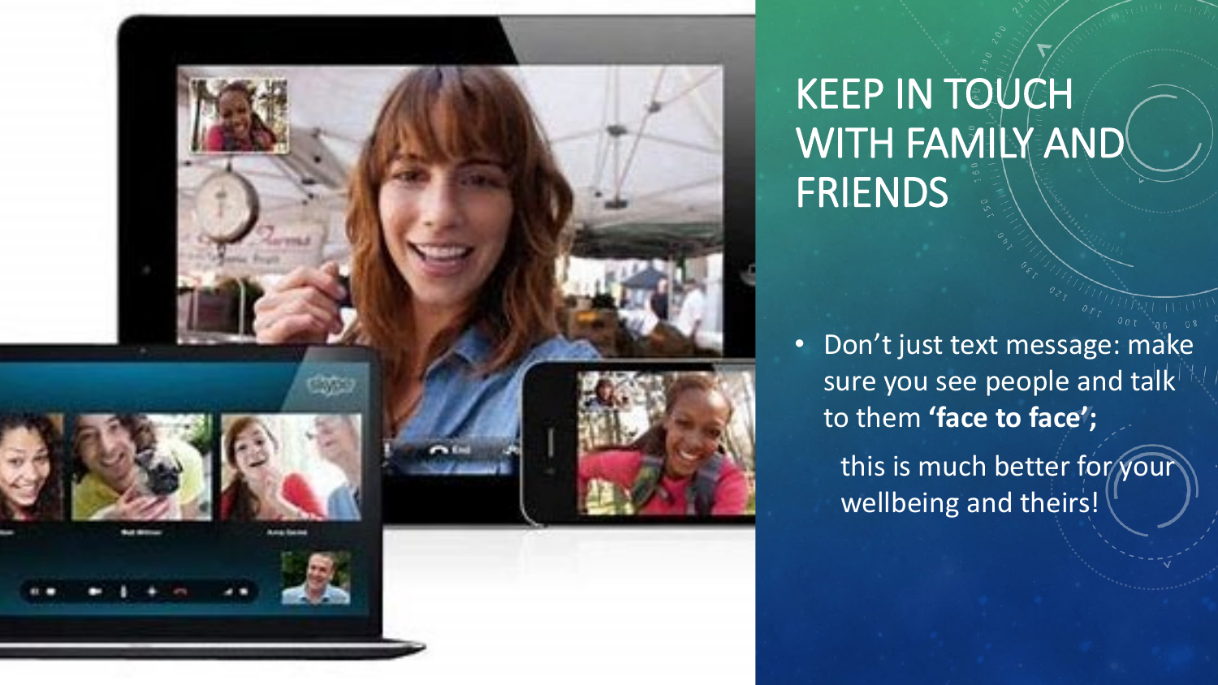# KEEP IN TOUCH WITH FAMILY AND FRIENDS

- Don't just text message: make sure you see people and talk to them **'face to face';**

  this is much better for your wellbeing and theirs!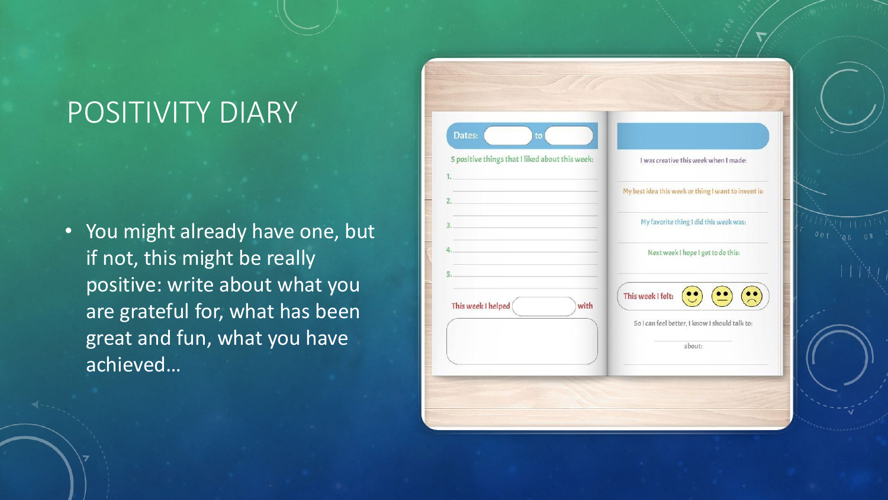# POSITIVITY DIARY

- You might already have one, but if not, this might be really positive: write about what you are grateful for, what has been great and fun, what you have achieved…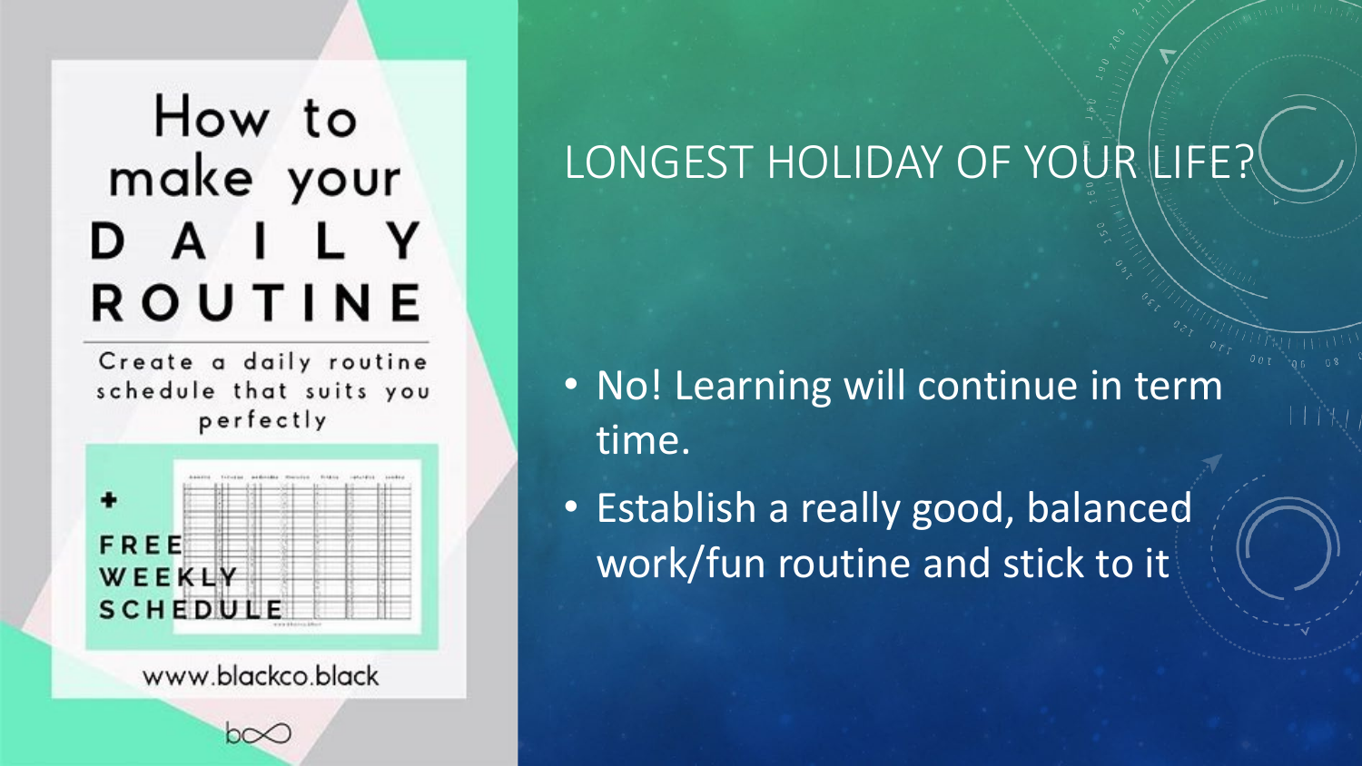# LONGEST HOLIDAY OF YOUR LIFE?

- No! Learning will continue in term time.
- Establish a really good, balanced work/fun routine and stick to it

How to make your DAILY ROUTINE

Create a daily routine schedule that suits you perfectly

+ FREE WEEKLY SCHEDULE

www.blackco.black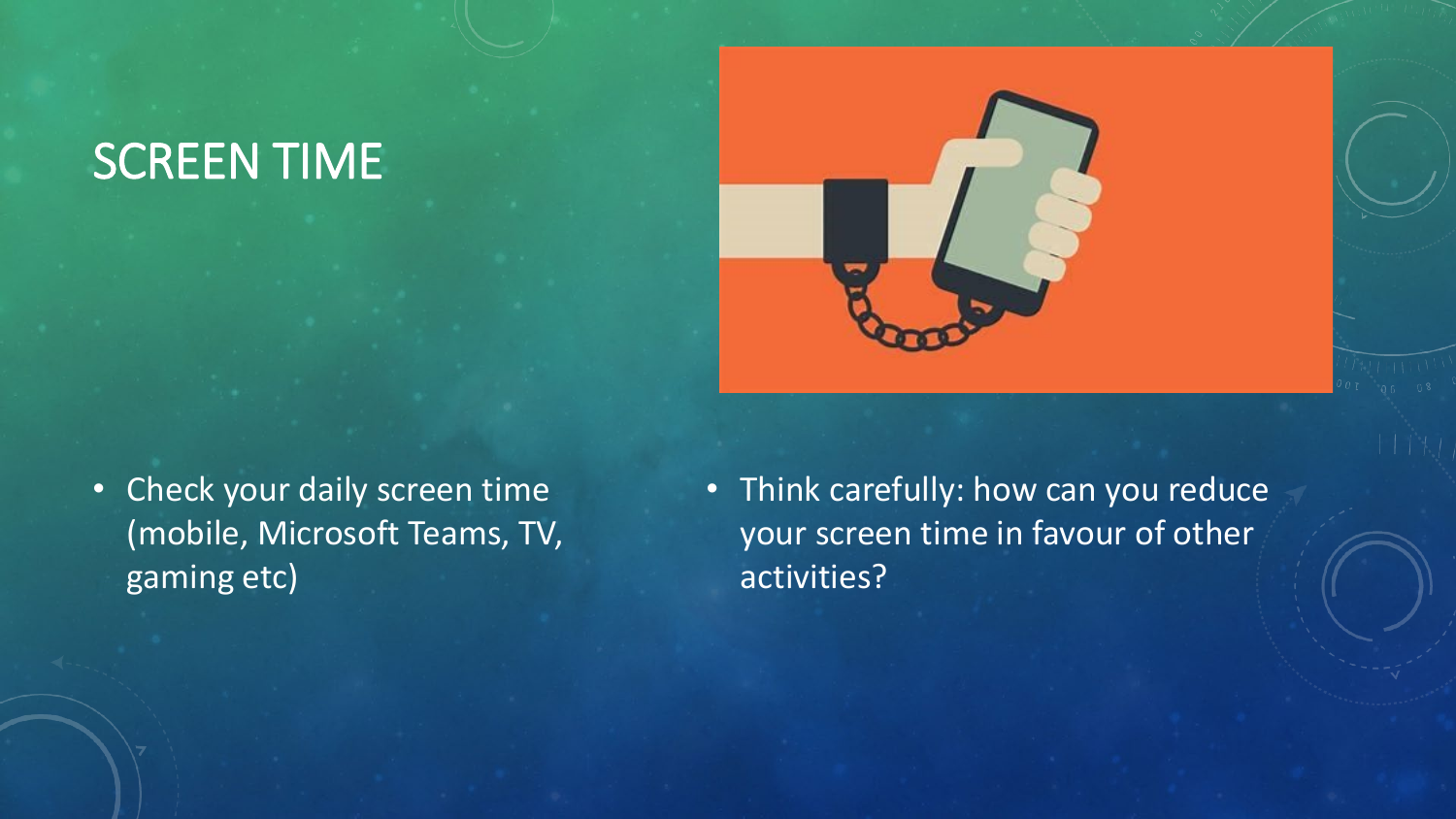# SCREEN TIME

- Check your daily screen time (mobile, Microsoft Teams, TV, gaming etc)

- Think carefully: how can you reduce your screen time in favour of other activities?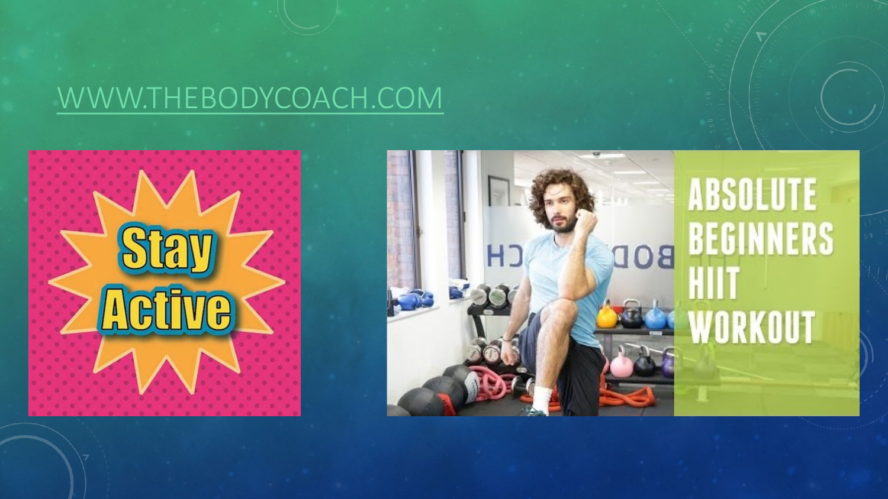# WWW.THEBODYCOACH.COM

Stay Active

ABSOLUTE BEGINNERS HIIT WORKOUT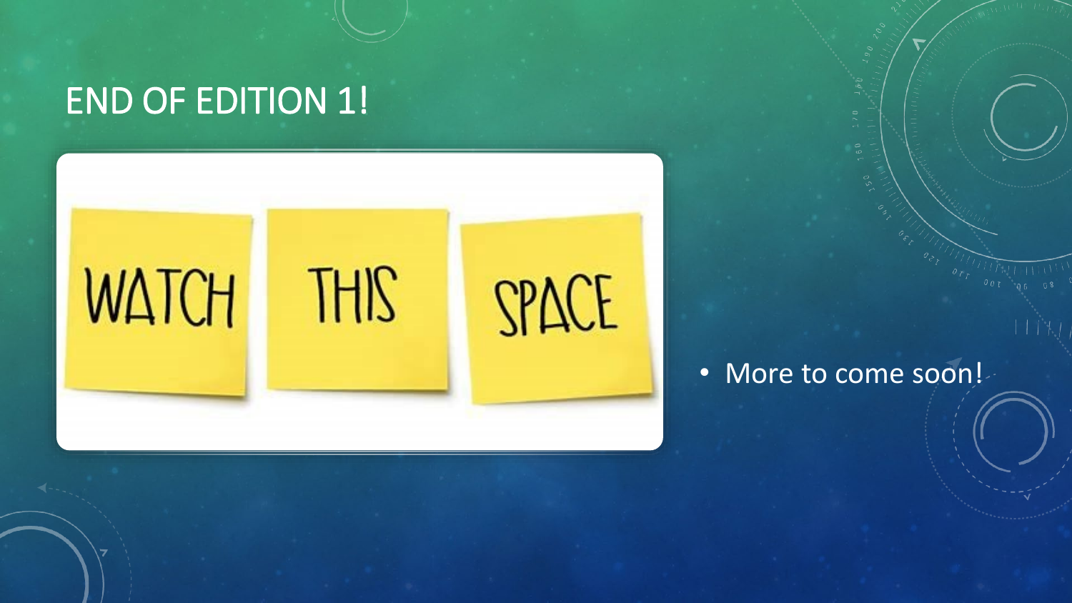# END OF EDITION 1!

WATCH THIS SPACE

- More to come soon!